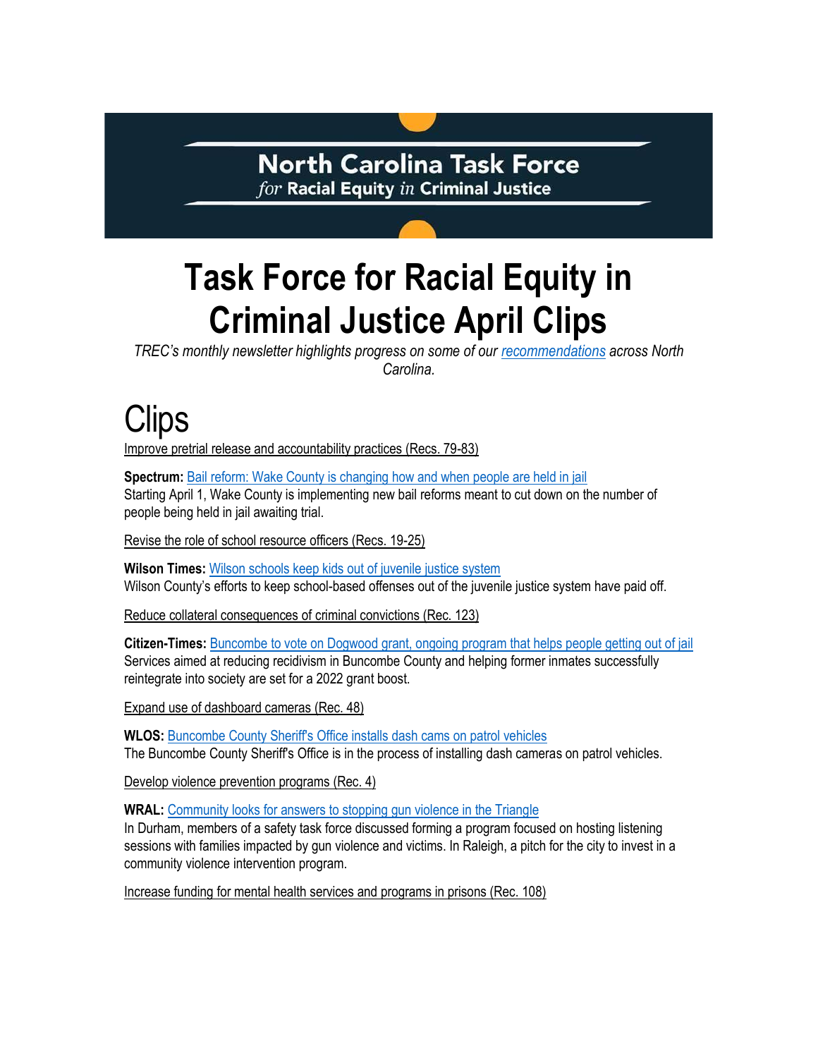North Carolina Task Force *for* Racial Equity *in* Criminal Justice

# Task Force for Racial Equity in Criminal Justice April Clips

*TREC's monthly newsletter highlights progress on some of our recommendations across North Carolina.*

# Clips

Improve pretrial release and accountability practices (Recs. 79-83)

**Spectrum:** Bail reform: Wake County is changing how and when people are held in jail
Starting April 1, Wake County is implementing new bail reforms meant to cut down on the number of people being held in jail awaiting trial.

Revise the role of school resource officers (Recs. 19-25)

**Wilson Times:** Wilson schools keep kids out of juvenile justice system
Wilson County's efforts to keep school-based offenses out of the juvenile justice system have paid off.

Reduce collateral consequences of criminal convictions (Rec. 123)

**Citizen-Times:** Buncombe to vote on Dogwood grant, ongoing program that helps people getting out of jail
Services aimed at reducing recidivism in Buncombe County and helping former inmates successfully reintegrate into society are set for a 2022 grant boost.

Expand use of dashboard cameras (Rec. 48)

**WLOS:** Buncombe County Sheriff's Office installs dash cams on patrol vehicles
The Buncombe County Sheriff's Office is in the process of installing dash cameras on patrol vehicles.

Develop violence prevention programs (Rec. 4)

**WRAL:** Community looks for answers to stopping gun violence in the Triangle
In Durham, members of a safety task force discussed forming a program focused on hosting listening sessions with families impacted by gun violence and victims. In Raleigh, a pitch for the city to invest in a community violence intervention program.

Increase funding for mental health services and programs in prisons (Rec. 108)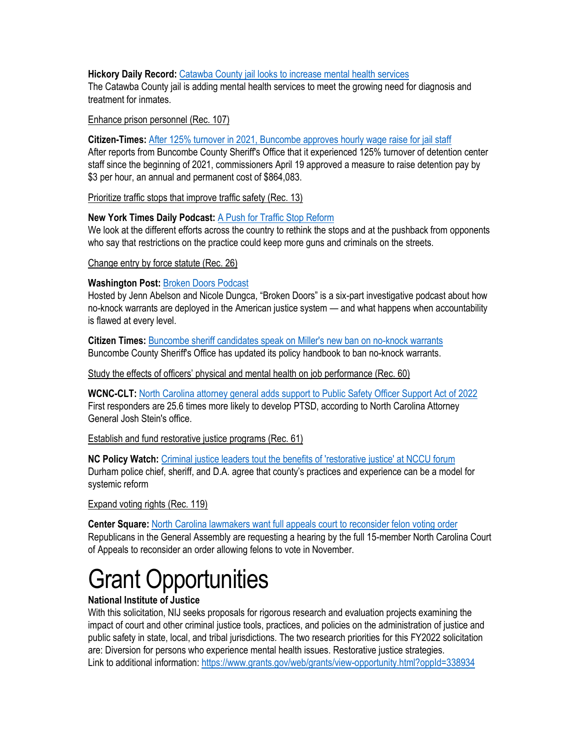**Hickory Daily Record:** [Catawba County jail looks to increase mental health services](#)
The Catawba County jail is adding mental health services to meet the growing need for diagnosis and treatment for inmates.

Enhance prison personnel (Rec. 107)

**Citizen-Times:** [After 125% turnover in 2021, Buncombe approves hourly wage raise for jail staff](#)
After reports from Buncombe County Sheriff's Office that it experienced 125% turnover of detention center staff since the beginning of 2021, commissioners April 19 approved a measure to raise detention pay by $3 per hour, an annual and permanent cost of $864,083.

Prioritize traffic stops that improve traffic safety (Rec. 13)

**New York Times Daily Podcast:** [A Push for Traffic Stop Reform](#)
We look at the different efforts across the country to rethink the stops and at the pushback from opponents who say that restrictions on the practice could keep more guns and criminals on the streets.

Change entry by force statute (Rec. 26)

**Washington Post:** [Broken Doors Podcast](#)
Hosted by Jenn Abelson and Nicole Dungca, "Broken Doors" is a six-part investigative podcast about how no-knock warrants are deployed in the American justice system — and what happens when accountability is flawed at every level.

**Citizen Times:** [Buncombe sheriff candidates speak on Miller's new ban on no-knock warrants](#)
Buncombe County Sheriff's Office has updated its policy handbook to ban no-knock warrants.

Study the effects of officers' physical and mental health on job performance (Rec. 60)

**WCNC-CLT:** [North Carolina attorney general adds support to Public Safety Officer Support Act of 2022](#)
First responders are 25.6 times more likely to develop PTSD, according to North Carolina Attorney General Josh Stein's office.

Establish and fund restorative justice programs (Rec. 61)

**NC Policy Watch:** [Criminal justice leaders tout the benefits of 'restorative justice' at NCCU forum](#)
Durham police chief, sheriff, and D.A. agree that county's practices and experience can be a model for systemic reform

Expand voting rights (Rec. 119)

**Center Square:** [North Carolina lawmakers want full appeals court to reconsider felon voting order](#)
Republicans in the General Assembly are requesting a hearing by the full 15-member North Carolina Court of Appeals to reconsider an order allowing felons to vote in November.

# Grant Opportunities

**National Institute of Justice**
With this solicitation, NIJ seeks proposals for rigorous research and evaluation projects examining the impact of court and other criminal justice tools, practices, and policies on the administration of justice and public safety in state, local, and tribal jurisdictions. The two research priorities for this FY2022 solicitation are: Diversion for persons who experience mental health issues. Restorative justice strategies.
Link to additional information: https://www.grants.gov/web/grants/view-opportunity.html?oppId=338934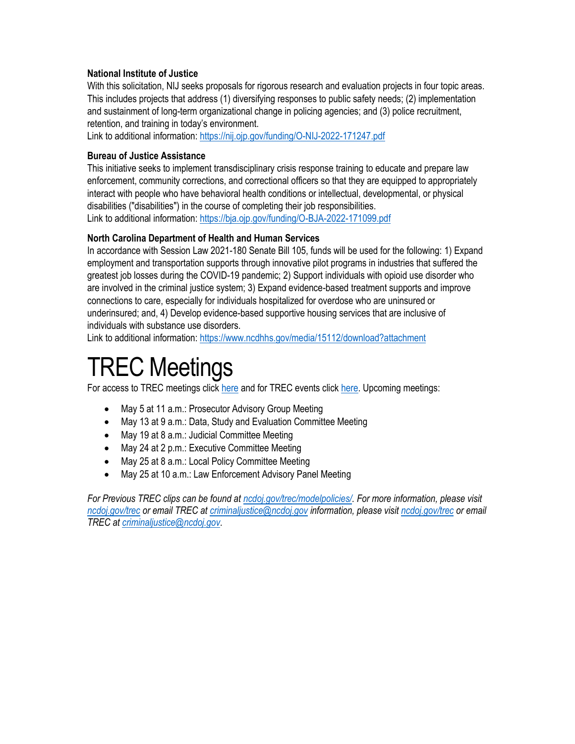**National Institute of Justice**

With this solicitation, NIJ seeks proposals for rigorous research and evaluation projects in four topic areas. This includes projects that address (1) diversifying responses to public safety needs; (2) implementation and sustainment of long-term organizational change in policing agencies; and (3) police recruitment, retention, and training in today's environment.

Link to additional information: [https://nij.ojp.gov/funding/O-NIJ-2022-171247.pdf](https://nij.ojp.gov/funding/O-NIJ-2022-171247.pdf)

**Bureau of Justice Assistance**

This initiative seeks to implement transdisciplinary crisis response training to educate and prepare law enforcement, community corrections, and correctional officers so that they are equipped to appropriately interact with people who have behavioral health conditions or intellectual, developmental, or physical disabilities ("disabilities") in the course of completing their job responsibilities.

Link to additional information: [https://bja.ojp.gov/funding/O-BJA-2022-171099.pdf](https://bja.ojp.gov/funding/O-BJA-2022-171099.pdf)

**North Carolina Department of Health and Human Services**

In accordance with Session Law 2021-180 Senate Bill 105, funds will be used for the following: 1) Expand employment and transportation supports through innovative pilot programs in industries that suffered the greatest job losses during the COVID-19 pandemic; 2) Support individuals with opioid use disorder who are involved in the criminal justice system; 3) Expand evidence-based treatment supports and improve connections to care, especially for individuals hospitalized for overdose who are uninsured or underinsured; and, 4) Develop evidence-based supportive housing services that are inclusive of individuals with substance use disorders.

Link to additional information: [https://www.ncdhhs.gov/media/15112/download?attachment](https://www.ncdhhs.gov/media/15112/download?attachment)

# TREC Meetings

For access to TREC meetings click here and for TREC events click here. Upcoming meetings:

- May 5 at 11 a.m.: Prosecutor Advisory Group Meeting
- May 13 at 9 a.m.: Data, Study and Evaluation Committee Meeting
- May 19 at 8 a.m.: Judicial Committee Meeting
- May 24 at 2 p.m.: Executive Committee Meeting
- May 25 at 8 a.m.: Local Policy Committee Meeting
- May 25 at 10 a.m.: Law Enforcement Advisory Panel Meeting

*For Previous TREC clips can be found at ncdoj.gov/trec/modelpolicies/. For more information, please visit ncdoj.gov/trec or email TREC at criminaljustice@ncdoj.gov information, please visit ncdoj.gov/trec or email TREC at criminaljustice@ncdoj.gov.*